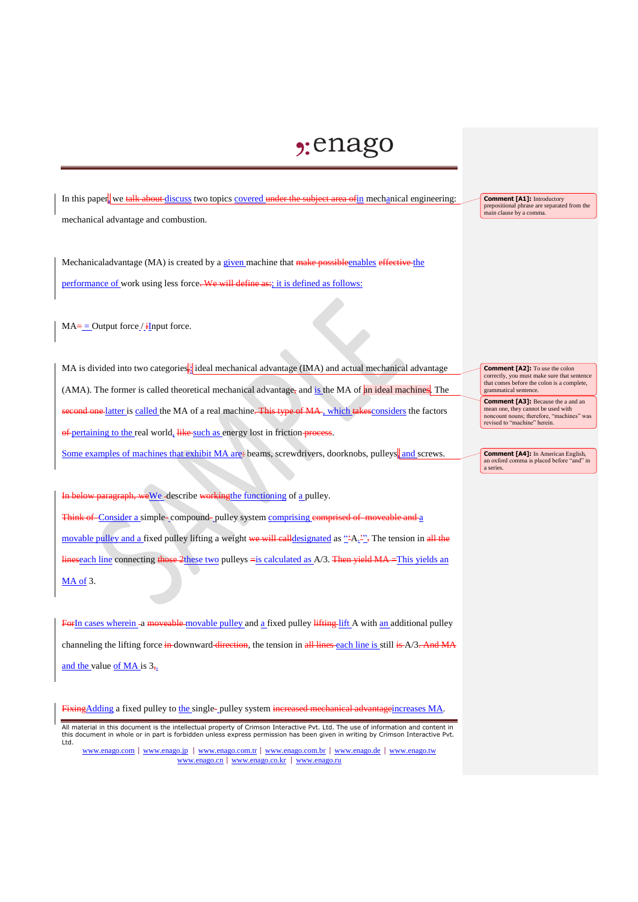;enago

In this paper, we ~~talk about~~ discuss two topics covered ~~under the subject area of~~in mechanical engineering: mechanical advantage and combustion.

Mechanicaladvantage (MA) is created by a given machine that ~~make possible~~enables ~~effective~~ the performance of work using less force. ~~We will define as:~~; it is defined as follows:

MA ~~=~~ = Output force / ~~i~~Input force.

MA is divided into two categories~~;~~: ideal mechanical advantage (IMA) and actual mechanical advantage (AMA). The former is called theoretical mechanical advantage~~,~~ and is the MA of an ideal machine~~s~~. The ~~second one~~ latter is called the MA of a real machine. ~~This type of MA~~, which ~~takes~~considers the factors ~~of~~ pertaining to the real world, ~~like~~ such as energy lost in friction ~~process~~.

Some examples of machines that exhibit MA are~~:~~ beams, screwdrivers, doorknobs, pulleys, and screws.

~~In below paragraph, we~~We describe ~~working~~the functioning of a pulley.

~~Think of~~ Consider a simple-compound-pulley system comprising ~~comprised of moveable and~~ a movable pulley and a fixed pulley lifting a weight ~~we will call~~designated as "A.". The tension in ~~all the lines~~each line connecting ~~those 2~~these two pulleys ~~=~~is calculated as A/3. ~~Then yield MA =~~This yields an MA of 3.

~~For~~In cases wherein ~~a~~ ~~moveable~~ movable pulley and a fixed pulley ~~lifting~~ lift A with an additional pulley channeling the lifting force ~~in~~ downward ~~direction~~, the tension in ~~all lines~~ each line is still ~~is~~ A/3. ~~And MA~~ and the value of MA is 3~~,~~.

~~Fixing~~Adding a fixed pulley to the single-pulley system ~~increased mechanical advantage~~increases MA.

**Comment [A1]:** Introductory prepositional phrase are separated from the main clause by a comma.

**Comment [A2]:** To use the colon correctly, you must make sure that sentence that comes before the colon is a complete, grammatical sentence.

**Comment [A3]:** Because the a and an mean one, they cannot be used with noncount nouns; therefore, "machines" was revised to "machine" herein.

**Comment [A4]:** In American English, an oxford comma is placed before "and" in a series.

All material in this document is the intellectual property of Crimson Interactive Pvt. Ltd. The use of information and content in this document in whole or in part is forbidden unless express permission has been given in writing by Crimson Interactive Pvt. Ltd.

www.enago.com | www.enago.jp | www.enago.com.tr | www.enago.com.br | www.enago.de | www.enago.tw
www.enago.cn | www.enago.co.kr | www.enago.ru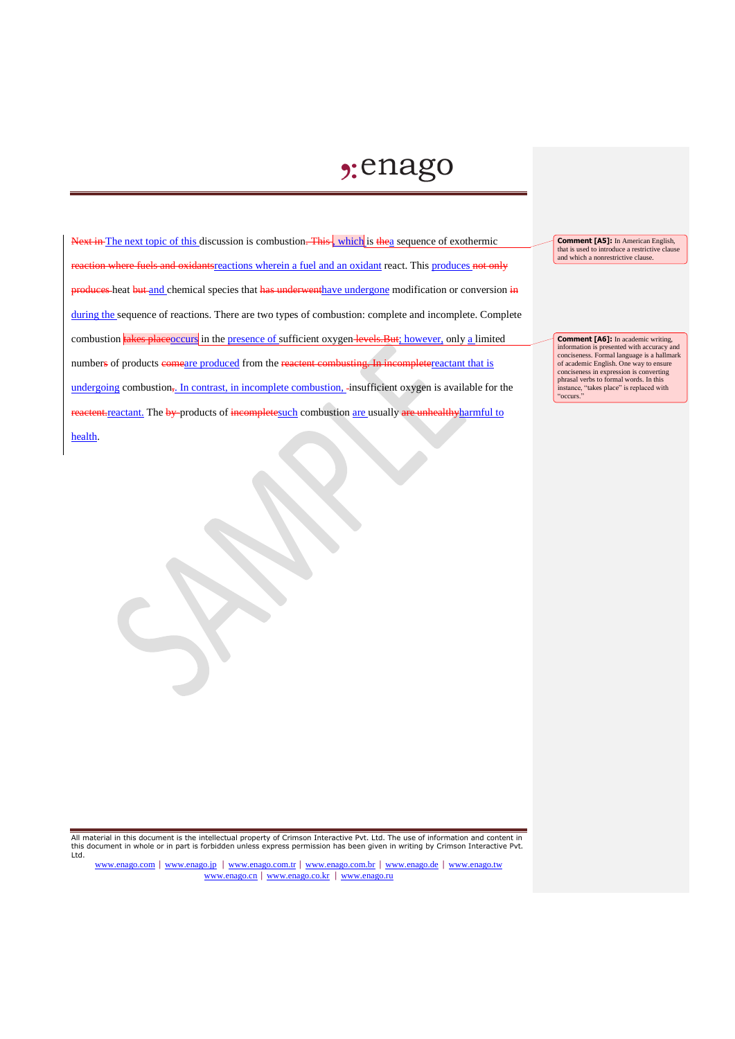Next in The next topic of this discussion is combustion. This , which is thea sequence of exothermic reaction where fuels and oxidantsreactions wherein a fuel and an oxidant react. This produces not only produces heat but and chemical species that has underwenthave undergone modification or conversion in during the sequence of reactions. There are two types of combustion: complete and incomplete. Complete combustion takes placeoccurs in the presence of sufficient oxygen levels.But; however, only a limited numbers of products comeare produced from the reactent combusting. In incompletereactant that is undergoing combustion,. In contrast, in incomplete combustion, insufficient oxygen is available for the reactent.reactant. The by-products of incompletesuch combustion are usually are unhealthyharmful to health.

**Comment [A5]:** In American English, that is used to introduce a restrictive clause and which a nonrestrictive clause.

**Comment [A6]:** In academic writing, information is presented with accuracy and conciseness. Formal language is a hallmark of academic English. One way to ensure conciseness in expression is converting phrasal verbs to formal words. In this instance, "takes place" is replaced with "occurs."

All material in this document is the intellectual property of Crimson Interactive Pvt. Ltd. The use of information and content in this document in whole or in part is forbidden unless express permission has been given in writing by Crimson Interactive Pvt. Ltd.

www.enago.com | www.enago.jp | www.enago.com.tr | www.enago.com.br | www.enago.de | www.enago.tw
www.enago.cn | www.enago.co.kr | www.enago.ru